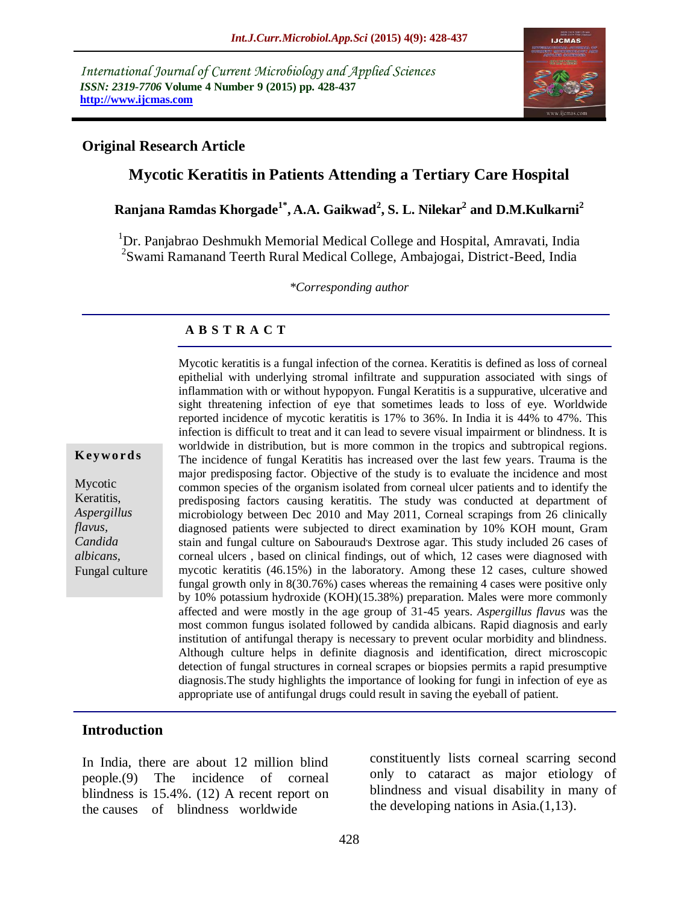International Journal of Current Microbiology and Applied Sciences
*ISSN: 2319-7706* **Volume 4 Number 9 (2015) pp. 428-437**
**http://www.ijcmas.com**

**Original Research Article**

# Mycotic Keratitis in Patients Attending a Tertiary Care Hospital

**Ranjana Ramdas Khorgade[1*], A.A. Gaikwad[2], S. L. Nilekar[2] and D.M.Kulkarni[2]**

[1]Dr. Panjabrao Deshmukh Memorial Medical College and Hospital, Amravati, India
[2]Swami Ramanand Teerth Rural Medical College, Ambajogai, District-Beed, India

*\*Corresponding author*

## A B S T R A C T

**Keywords**

Mycotic Keratitis, *Aspergillus flavus*, *Candida albicans*, Fungal culture

Mycotic keratitis is a fungal infection of the cornea. Keratitis is defined as loss of corneal epithelial with underlying stromal infiltrate and suppuration associated with sings of inflammation with or without hypopyon. Fungal Keratitis is a suppurative, ulcerative and sight threatening infection of eye that sometimes leads to loss of eye. Worldwide reported incidence of mycotic keratitis is 17% to 36%. In India it is 44% to 47%. This infection is difficult to treat and it can lead to severe visual impairment or blindness. It is worldwide in distribution, but is more common in the tropics and subtropical regions. The incidence of fungal Keratitis has increased over the last few years. Trauma is the major predisposing factor. Objective of the study is to evaluate the incidence and most common species of the organism isolated from corneal ulcer patients and to identify the predisposing factors causing keratitis. The study was conducted at department of microbiology between Dec 2010 and May 2011, Corneal scrapings from 26 clinically diagnosed patients were subjected to direct examination by 10% KOH mount, Gram stain and fungal culture on Sabouraud's Dextrose agar. This study included 26 cases of corneal ulcers , based on clinical findings, out of which, 12 cases were diagnosed with mycotic keratitis (46.15%) in the laboratory. Among these 12 cases, culture showed fungal growth only in 8(30.76%) cases whereas the remaining 4 cases were positive only by 10% potassium hydroxide (KOH)(15.38%) preparation. Males were more commonly affected and were mostly in the age group of 31-45 years. *Aspergillus flavus* was the most common fungus isolated followed by candida albicans. Rapid diagnosis and early institution of antifungal therapy is necessary to prevent ocular morbidity and blindness. Although culture helps in definite diagnosis and identification, direct microscopic detection of fungal structures in corneal scrapes or biopsies permits a rapid presumptive diagnosis.The study highlights the importance of looking for fungi in infection of eye as appropriate use of antifungal drugs could result in saving the eyeball of patient.

## Introduction

In India, there are about 12 million blind people.(9) The incidence of corneal blindness is 15.4%. (12) A recent report on the causes of blindness worldwide constituently lists corneal scarring second only to cataract as major etiology of blindness and visual disability in many of the developing nations in Asia.(1,13).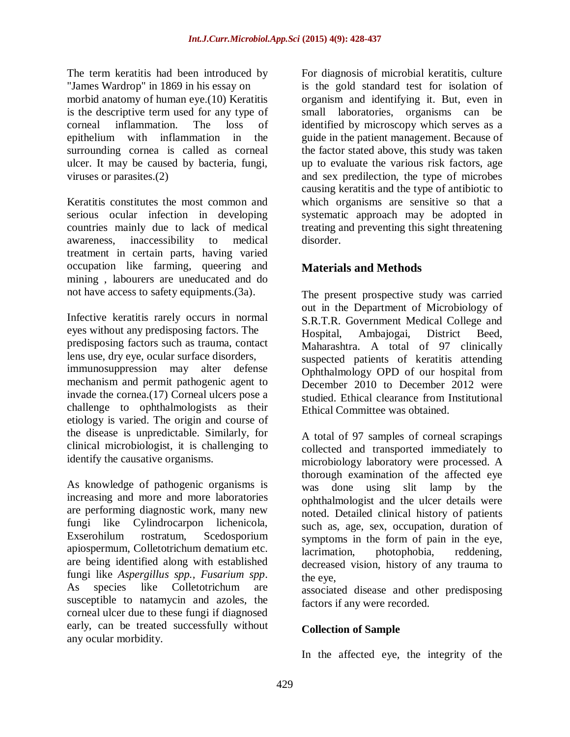The term keratitis had been introduced by "James Wardrop" in 1869 in his essay on morbid anatomy of human eye.(10) Keratitis is the descriptive term used for any type of corneal inflammation. The loss of epithelium with inflammation in the surrounding cornea is called as corneal ulcer. It may be caused by bacteria, fungi, viruses or parasites.(2)

Keratitis constitutes the most common and serious ocular infection in developing countries mainly due to lack of medical awareness, inaccessibility to medical treatment in certain parts, having varied occupation like farming, queering and mining , labourers are uneducated and do not have access to safety equipments.(3a).

Infective keratitis rarely occurs in normal eyes without any predisposing factors. The predisposing factors such as trauma, contact lens use, dry eye, ocular surface disorders, immunosuppression may alter defense mechanism and permit pathogenic agent to invade the cornea.(17) Corneal ulcers pose a challenge to ophthalmologists as their etiology is varied. The origin and course of the disease is unpredictable. Similarly, for clinical microbiologist, it is challenging to identify the causative organisms.

As knowledge of pathogenic organisms is increasing and more and more laboratories are performing diagnostic work, many new fungi like Cylindrocarpon lichenicola, Exserohilum rostratum, Scedosporium apiospermum, Colletotrichum dematium etc. are being identified along with established fungi like *Aspergillus spp.*, *Fusarium spp*. As species like Colletotrichum are susceptible to natamycin and azoles, the corneal ulcer due to these fungi if diagnosed early, can be treated successfully without any ocular morbidity.

For diagnosis of microbial keratitis, culture is the gold standard test for isolation of organism and identifying it. But, even in small laboratories, organisms can be identified by microscopy which serves as a guide in the patient management. Because of the factor stated above, this study was taken up to evaluate the various risk factors, age and sex predilection, the type of microbes causing keratitis and the type of antibiotic to which organisms are sensitive so that a systematic approach may be adopted in treating and preventing this sight threatening disorder.

## Materials and Methods

The present prospective study was carried out in the Department of Microbiology of S.R.T.R. Government Medical College and Hospital, Ambajogai, District Beed, Maharashtra. A total of 97 clinically suspected patients of keratitis attending Ophthalmology OPD of our hospital from December 2010 to December 2012 were studied. Ethical clearance from Institutional Ethical Committee was obtained.

A total of 97 samples of corneal scrapings collected and transported immediately to microbiology laboratory were processed. A thorough examination of the affected eye was done using slit lamp by the ophthalmologist and the ulcer details were noted. Detailed clinical history of patients such as, age, sex, occupation, duration of symptoms in the form of pain in the eye, lacrimation, photophobia, reddening, decreased vision, history of any trauma to the eye,
associated disease and other predisposing factors if any were recorded.

### Collection of Sample

In the affected eye, the integrity of the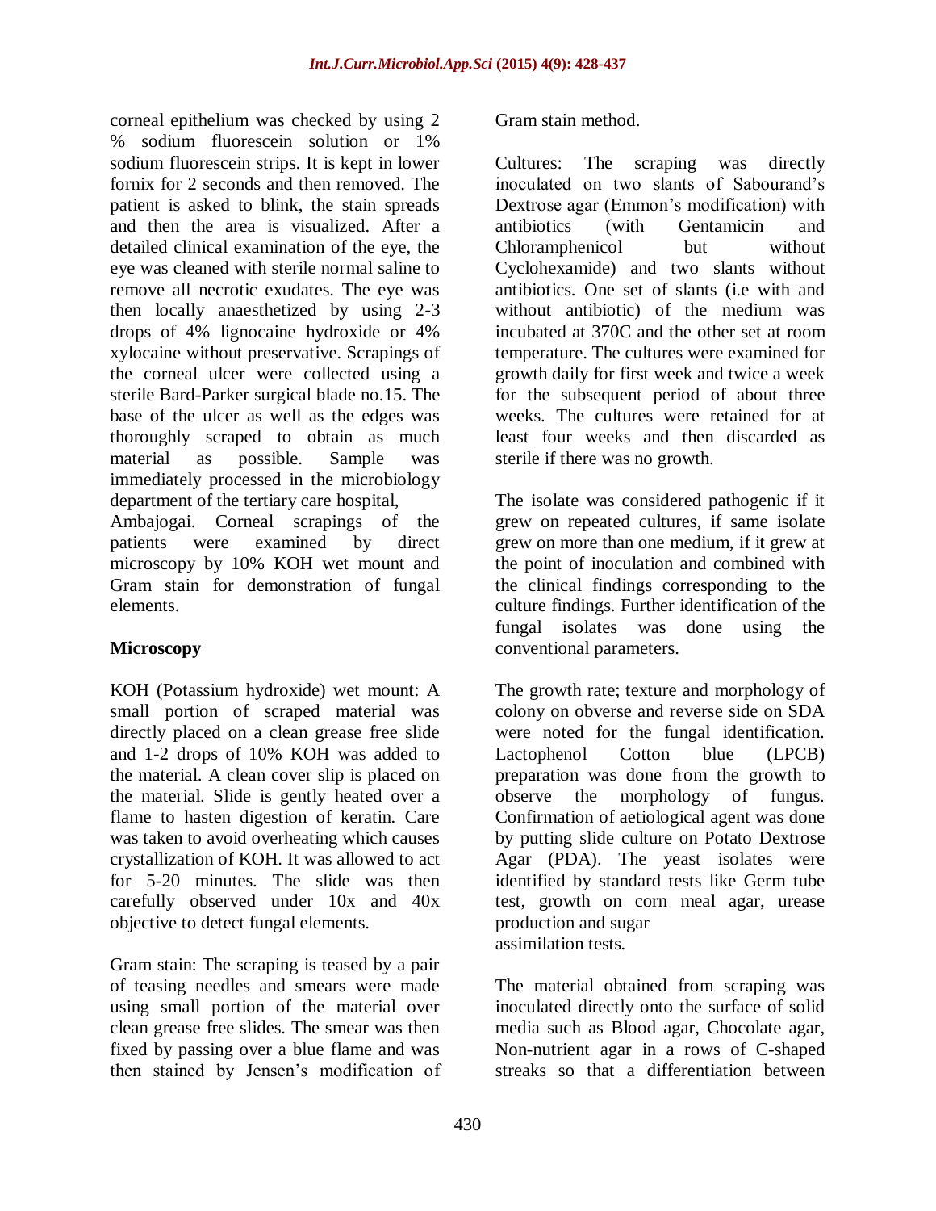corneal epithelium was checked by using 2 % sodium fluorescein solution or 1% sodium fluorescein strips. It is kept in lower fornix for 2 seconds and then removed. The patient is asked to blink, the stain spreads and then the area is visualized. After a detailed clinical examination of the eye, the eye was cleaned with sterile normal saline to remove all necrotic exudates. The eye was then locally anaesthetized by using 2-3 drops of 4% lignocaine hydroxide or 4% xylocaine without preservative. Scrapings of the corneal ulcer were collected using a sterile Bard-Parker surgical blade no.15. The base of the ulcer as well as the edges was thoroughly scraped to obtain as much material as possible. Sample was immediately processed in the microbiology department of the tertiary care hospital, Ambajogai. Corneal scrapings of the patients were examined by direct microscopy by 10% KOH wet mount and Gram stain for demonstration of fungal elements.

## Microscopy

KOH (Potassium hydroxide) wet mount: A small portion of scraped material was directly placed on a clean grease free slide and 1-2 drops of 10% KOH was added to the material. A clean cover slip is placed on the material. Slide is gently heated over a flame to hasten digestion of keratin. Care was taken to avoid overheating which causes crystallization of KOH. It was allowed to act for 5-20 minutes. The slide was then carefully observed under 10x and 40x objective to detect fungal elements.

Gram stain: The scraping is teased by a pair of teasing needles and smears were made using small portion of the material over clean grease free slides. The smear was then fixed by passing over a blue flame and was then stained by Jensen's modification of Gram stain method.

Cultures: The scraping was directly inoculated on two slants of Sabourand's Dextrose agar (Emmon's modification) with antibiotics (with Gentamicin and Chloramphenicol but without Cyclohexamide) and two slants without antibiotics. One set of slants (i.e with and without antibiotic) of the medium was incubated at 370C and the other set at room temperature. The cultures were examined for growth daily for first week and twice a week for the subsequent period of about three weeks. The cultures were retained for at least four weeks and then discarded as sterile if there was no growth.

The isolate was considered pathogenic if it grew on repeated cultures, if same isolate grew on more than one medium, if it grew at the point of inoculation and combined with the clinical findings corresponding to the culture findings. Further identification of the fungal isolates was done using the conventional parameters.

The growth rate; texture and morphology of colony on obverse and reverse side on SDA were noted for the fungal identification. Lactophenol Cotton blue (LPCB) preparation was done from the growth to observe the morphology of fungus. Confirmation of aetiological agent was done by putting slide culture on Potato Dextrose Agar (PDA). The yeast isolates were identified by standard tests like Germ tube test, growth on corn meal agar, urease production and sugar assimilation tests.

The material obtained from scraping was inoculated directly onto the surface of solid media such as Blood agar, Chocolate agar, Non-nutrient agar in a rows of C-shaped streaks so that a differentiation between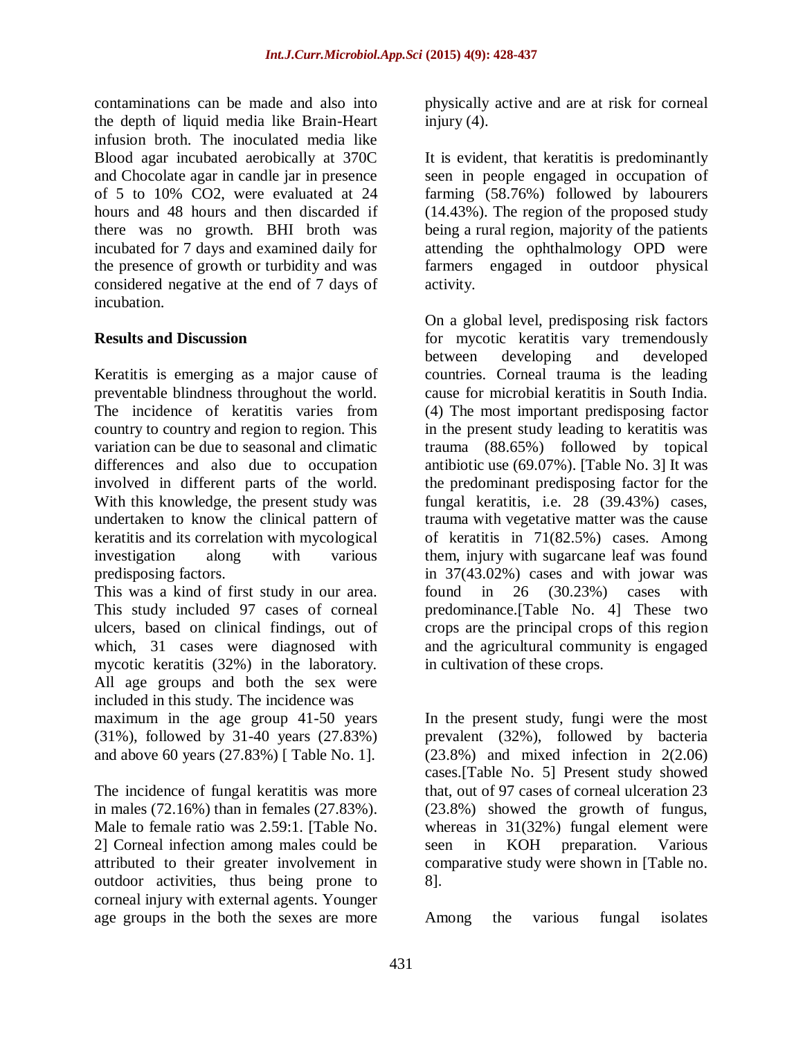contaminations can be made and also into the depth of liquid media like Brain-Heart infusion broth. The inoculated media like Blood agar incubated aerobically at 370C and Chocolate agar in candle jar in presence of 5 to 10% $CO_2$, were evaluated at 24 hours and 48 hours and then discarded if there was no growth. BHI broth was incubated for 7 days and examined daily for the presence of growth or turbidity and was considered negative at the end of 7 days of incubation.

## Results and Discussion

Keratitis is emerging as a major cause of preventable blindness throughout the world. The incidence of keratitis varies from country to country and region to region. This variation can be due to seasonal and climatic differences and also due to occupation involved in different parts of the world. With this knowledge, the present study was undertaken to know the clinical pattern of keratitis and its correlation with mycological investigation along with various predisposing factors.

This was a kind of first study in our area. This study included 97 cases of corneal ulcers, based on clinical findings, out of which, 31 cases were diagnosed with mycotic keratitis (32%) in the laboratory. All age groups and both the sex were included in this study. The incidence was maximum in the age group 41-50 years (31%), followed by 31-40 years (27.83%) and above 60 years (27.83%) [ Table No. 1].

The incidence of fungal keratitis was more in males (72.16%) than in females (27.83%). Male to female ratio was 2.59:1. [Table No. 2] Corneal infection among males could be attributed to their greater involvement in outdoor activities, thus being prone to corneal injury with external agents. Younger age groups in the both the sexes are more physically active and are at risk for corneal injury (4).

It is evident, that keratitis is predominantly seen in people engaged in occupation of farming (58.76%) followed by labourers (14.43%). The region of the proposed study being a rural region, majority of the patients attending the ophthalmology OPD were farmers engaged in outdoor physical activity.

On a global level, predisposing risk factors for mycotic keratitis vary tremendously between developing and developed countries. Corneal trauma is the leading cause for microbial keratitis in South India. (4) The most important predisposing factor in the present study leading to keratitis was trauma (88.65%) followed by topical antibiotic use (69.07%). [Table No. 3] It was the predominant predisposing factor for the fungal keratitis, i.e. 28 (39.43%) cases, trauma with vegetative matter was the cause of keratitis in 71(82.5%) cases. Among them, injury with sugarcane leaf was found in 37(43.02%) cases and with jowar was found in 26 (30.23%) cases with predominance.[Table No. 4] These two crops are the principal crops of this region and the agricultural community is engaged in cultivation of these crops.

In the present study, fungi were the most prevalent (32%), followed by bacteria (23.8%) and mixed infection in 2(2.06) cases.[Table No. 5] Present study showed that, out of 97 cases of corneal ulceration 23 (23.8%) showed the growth of fungus, whereas in 31(32%) fungal element were seen in KOH preparation. Various comparative study were shown in [Table no. 8].

Among the various fungal isolates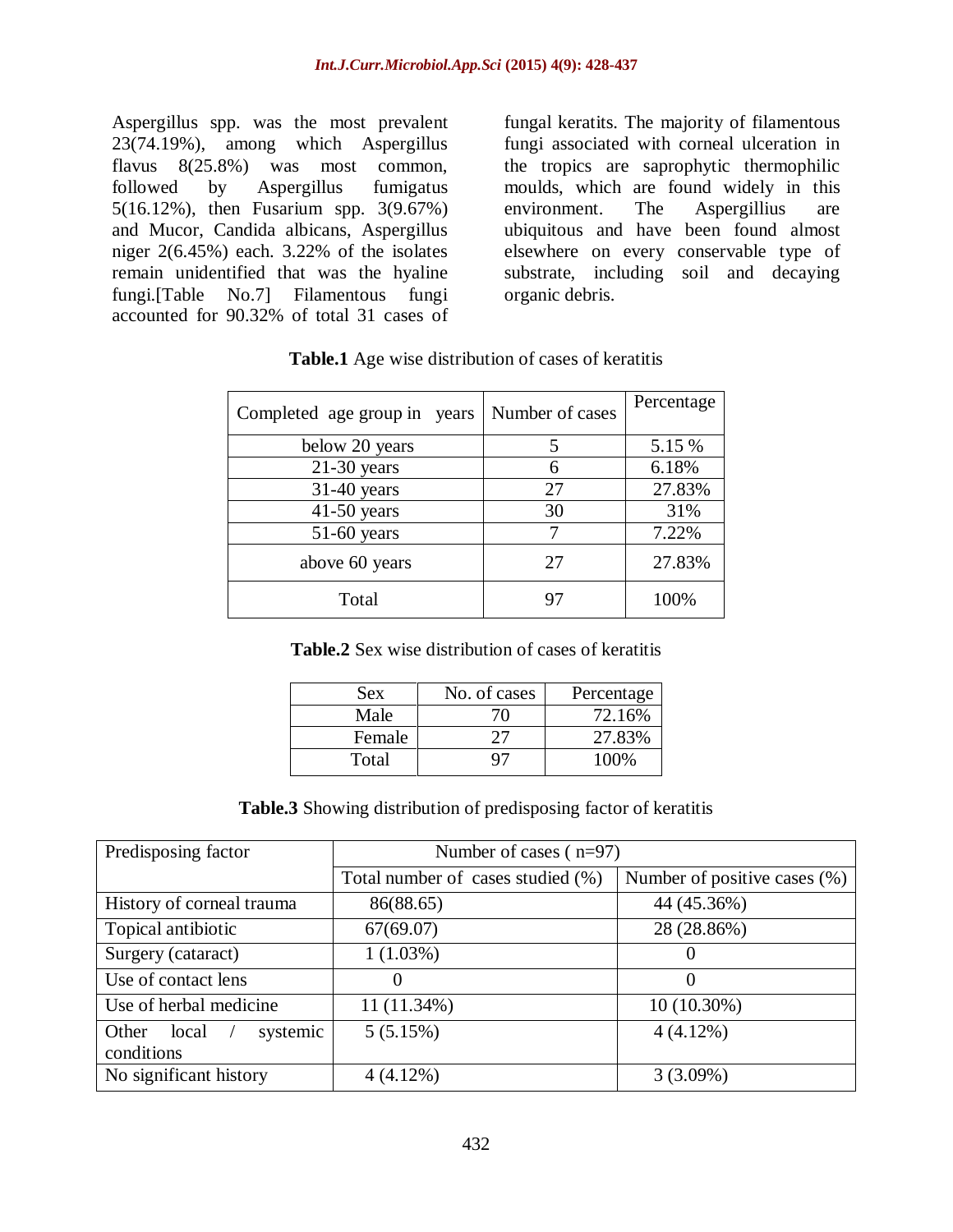Aspergillus spp. was the most prevalent 23(74.19%), among which Aspergillus flavus 8(25.8%) was most common, followed by Aspergillus fumigatus 5(16.12%), then Fusarium spp. 3(9.67%) and Mucor, Candida albicans, Aspergillus niger 2(6.45%) each. 3.22% of the isolates remain unidentified that was the hyaline fungi.[Table No.7] Filamentous fungi accounted for 90.32% of total 31 cases of fungal keratits. The majority of filamentous fungi associated with corneal ulceration in the tropics are saprophytic thermophilic moulds, which are found widely in this environment. The Aspergillius are ubiquitous and have been found almost elsewhere on every conservable type of substrate, including soil and decaying organic debris.

**Table.1** Age wise distribution of cases of keratitis

| Completed age group in years | Number of cases | Percentage |
|---|---|---|
| below 20 years | 5 | 5.15 % |
| 21-30 years | 6 | 6.18% |
| 31-40 years | 27 | 27.83% |
| 41-50 years | 30 | 31% |
| 51-60 years | 7 | 7.22% |
| above 60 years | 27 | 27.83% |
| Total | 97 | 100% |

**Table.2** Sex wise distribution of cases of keratitis

| Sex | No. of cases | Percentage |
|---|---|---|
| Male | 70 | 72.16% |
| Female | 27 | 27.83% |
| Total | 97 | 100% |

**Table.3** Showing distribution of predisposing factor of keratitis

| Predisposing factor | Number of cases ( n=97) | |
|---|---|---|
| | Total number of cases studied (%) | Number of positive cases (%) |
| History of corneal trauma | 86(88.65) | 44 (45.36%) |
| Topical antibiotic | 67(69.07) | 28 (28.86%) |
| Surgery (cataract) | 1 (1.03%) | 0 |
| Use of contact lens | 0 | 0 |
| Use of herbal medicine | 11 (11.34%) | 10 (10.30%) |
| Other local / systemic conditions | 5 (5.15%) | 4 (4.12%) |
| No significant history | 4 (4.12%) | 3 (3.09%) |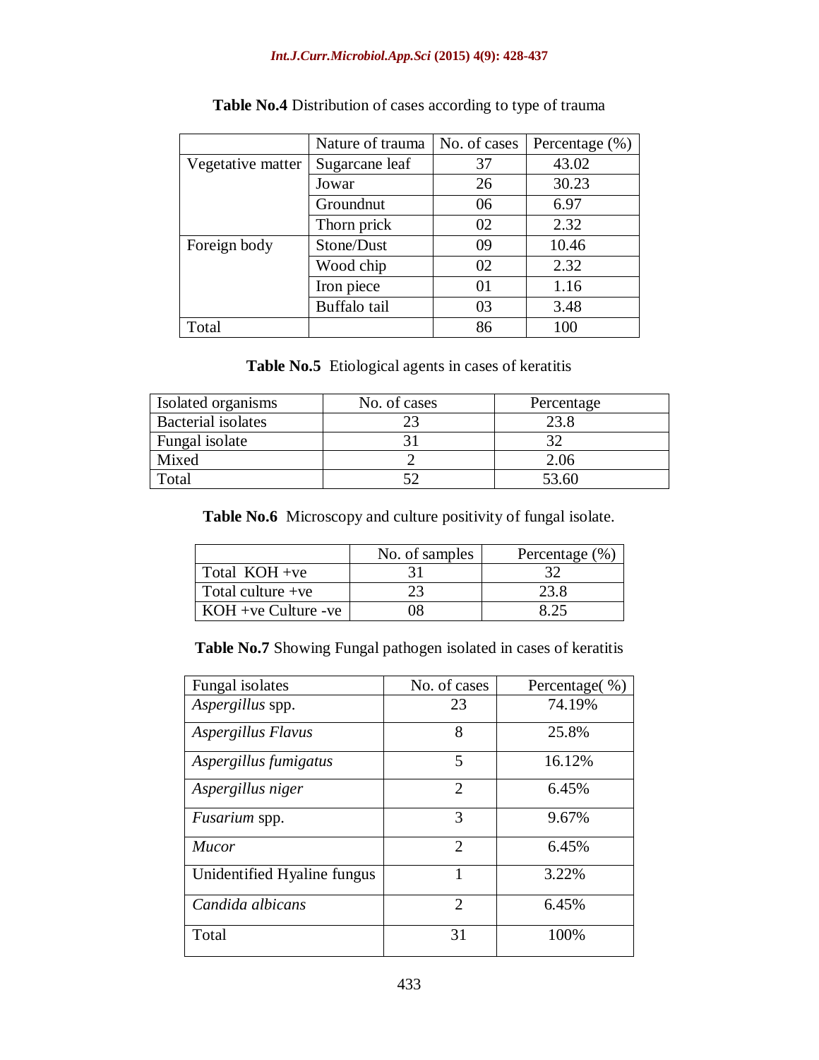**Table No.4** Distribution of cases according to type of trauma

| | Nature of trauma | No. of cases | Percentage (%) |
|---|---|---|---|
| Vegetative matter | Sugarcane leaf | 37 | 43.02 |
| | Jowar | 26 | 30.23 |
| | Groundnut | 06 | 6.97 |
| | Thorn prick | 02 | 2.32 |
| Foreign body | Stone/Dust | 09 | 10.46 |
| | Wood chip | 02 | 2.32 |
| | Iron piece | 01 | 1.16 |
| | Buffalo tail | 03 | 3.48 |
| Total | | 86 | 100 |

**Table No.5** Etiological agents in cases of keratitis

| Isolated organisms | No. of cases | Percentage |
|---|---|---|
| Bacterial isolates | 23 | 23.8 |
| Fungal isolate | 31 | 32 |
| Mixed | 2 | 2.06 |
| Total | 52 | 53.60 |

**Table No.6** Microscopy and culture positivity of fungal isolate.

| | No. of samples | Percentage (%) |
|---|---|---|
| Total KOH +ve | 31 | 32 |
| Total culture +ve | 23 | 23.8 |
| KOH +ve Culture -ve | 08 | 8.25 |

**Table No.7** Showing Fungal pathogen isolated in cases of keratitis

| Fungal isolates | No. of cases | Percentage( %) |
|---|---|---|
| *Aspergillus* spp. | 23 | 74.19% |
| *Aspergillus Flavus* | 8 | 25.8% |
| *Aspergillus fumigatus* | 5 | 16.12% |
| *Aspergillus niger* | 2 | 6.45% |
| *Fusarium* spp. | 3 | 9.67% |
| *Mucor* | 2 | 6.45% |
| Unidentified Hyaline fungus | 1 | 3.22% |
| *Candida albicans* | 2 | 6.45% |
| Total | 31 | 100% |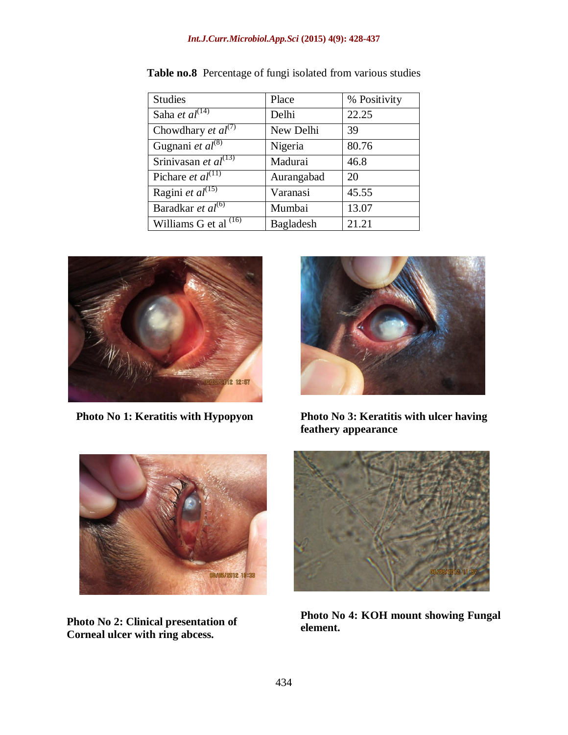**Table no.8** Percentage of fungi isolated from various studies

| Studies | Place | % Positivity |
|---|---|---|
| Saha *et al*[14] | Delhi | 22.25 |
| Chowdhary *et al*[7] | New Delhi | 39 |
| Gugnani *et al*[8] | Nigeria | 80.76 |
| Srinivasan *et al*[13] | Madurai | 46.8 |
| Pichare *et al*[11] | Aurangabad | 20 |
| Ragini *et al*[15] | Varanasi | 45.55 |
| Baradkar *et al*[6] | Mumbai | 13.07 |
| Williams G et al [16] | Bagladesh | 21.21 |

**Photo No 1: Keratitis with Hypopyon**

**Photo No 3: Keratitis with ulcer having feathery appearance**

**Photo No 2: Clinical presentation of Corneal ulcer with ring abcess.**

**Photo No 4: KOH mount showing Fungal element.**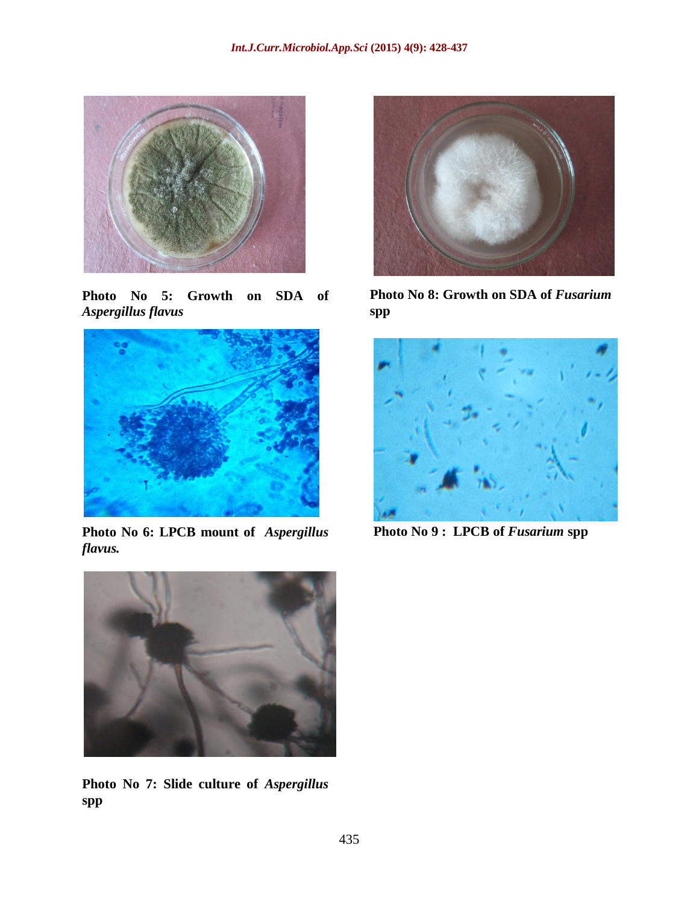**Photo No 5: Growth on SDA of *Aspergillus flavus***

**Photo No 6: LPCB mount of *Aspergillus flavus.***

**Photo No 7: Slide culture of *Aspergillus* spp**

**Photo No 8: Growth on SDA of *Fusarium* spp**

**Photo No 9 : LPCB of *Fusarium* spp**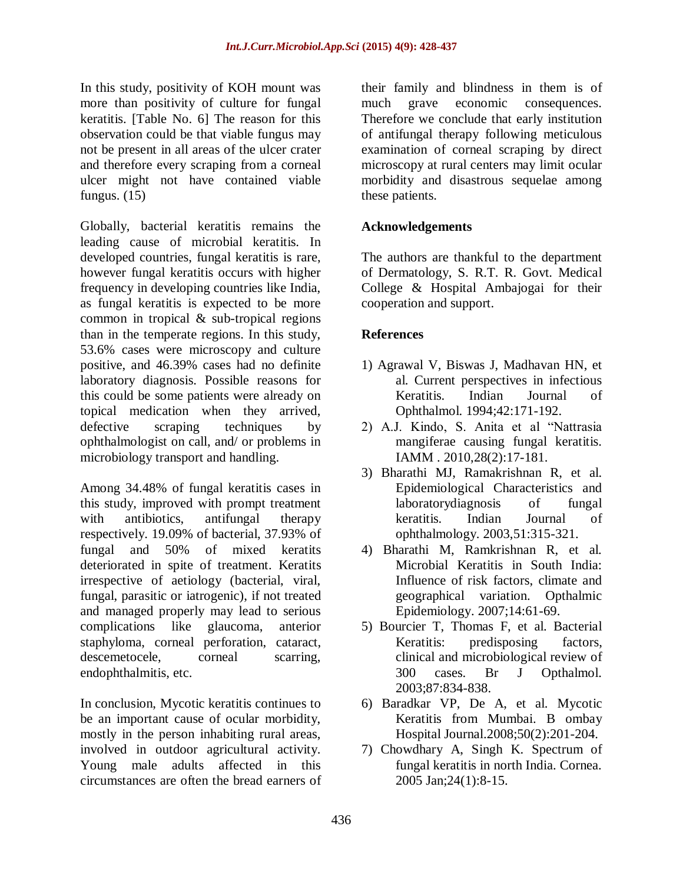In this study, positivity of KOH mount was more than positivity of culture for fungal keratitis. [Table No. 6] The reason for this observation could be that viable fungus may not be present in all areas of the ulcer crater and therefore every scraping from a corneal ulcer might not have contained viable fungus. (15)

Globally, bacterial keratitis remains the leading cause of microbial keratitis. In developed countries, fungal keratitis is rare, however fungal keratitis occurs with higher frequency in developing countries like India, as fungal keratitis is expected to be more common in tropical & sub-tropical regions than in the temperate regions. In this study, 53.6% cases were microscopy and culture positive, and 46.39% cases had no definite laboratory diagnosis. Possible reasons for this could be some patients were already on topical medication when they arrived, defective scraping techniques by ophthalmologist on call, and/ or problems in microbiology transport and handling.

Among 34.48% of fungal keratitis cases in this study, improved with prompt treatment with antibiotics, antifungal therapy respectively. 19.09% of bacterial, 37.93% of fungal and 50% of mixed keratits deteriorated in spite of treatment. Keratits irrespective of aetiology (bacterial, viral, fungal, parasitic or iatrogenic), if not treated and managed properly may lead to serious complications like glaucoma, anterior staphyloma, corneal perforation, cataract, descemetocele, corneal scarring, endophthalmitis, etc.

In conclusion, Mycotic keratitis continues to be an important cause of ocular morbidity, mostly in the person inhabiting rural areas, involved in outdoor agricultural activity. Young male adults affected in this circumstances are often the bread earners of their family and blindness in them is of much grave economic consequences. Therefore we conclude that early institution of antifungal therapy following meticulous examination of corneal scraping by direct microscopy at rural centers may limit ocular morbidity and disastrous sequelae among these patients.

## Acknowledgements

The authors are thankful to the department of Dermatology, S. R.T. R. Govt. Medical College & Hospital Ambajogai for their cooperation and support.

## References

1) Agrawal V, Biswas J, Madhavan HN, et al. Current perspectives in infectious Keratitis. Indian Journal of Ophthalmol. 1994;42:171-192.
2) A.J. Kindo, S. Anita et al "Nattrasia mangiferae causing fungal keratitis. IAMM . 2010,28(2):17-181.
3) Bharathi MJ, Ramakrishnan R, et al. Epidemiological Characteristics and laboratorydiagnosis of fungal keratitis. Indian Journal of ophthalmology. 2003,51:315-321.
4) Bharathi M, Ramkrishnan R, et al. Microbial Keratitis in South India: Influence of risk factors, climate and geographical variation. Opthalmic Epidemiology. 2007;14:61-69.
5) Bourcier T, Thomas F, et al. Bacterial Keratitis: predisposing factors, clinical and microbiological review of 300 cases. Br J Opthalmol. 2003;87:834-838.
6) Baradkar VP, De A, et al. Mycotic Keratitis from Mumbai. B ombay Hospital Journal.2008;50(2):201-204.
7) Chowdhary A, Singh K. Spectrum of fungal keratitis in north India. Cornea. 2005 Jan;24(1):8-15.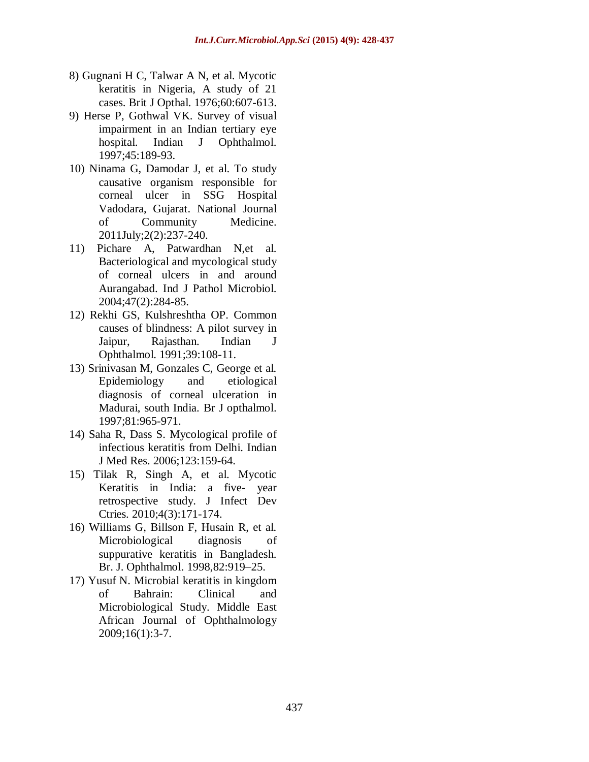8) Gugnani H C, Talwar A N, et al. Mycotic keratitis in Nigeria, A study of 21 cases. Brit J Opthal. 1976;60:607-613.
9) Herse P, Gothwal VK. Survey of visual impairment in an Indian tertiary eye hospital. Indian J Ophthalmol. 1997;45:189-93.
10) Ninama G, Damodar J, et al. To study causative organism responsible for corneal ulcer in SSG Hospital Vadodara, Gujarat. National Journal of Community Medicine. 2011July;2(2):237-240.
11) Pichare A, Patwardhan N,et al. Bacteriological and mycological study of corneal ulcers in and around Aurangabad. Ind J Pathol Microbiol. 2004;47(2):284-85.
12) Rekhi GS, Kulshreshtha OP. Common causes of blindness: A pilot survey in Jaipur, Rajasthan. Indian J Ophthalmol. 1991;39:108-11.
13) Srinivasan M, Gonzales C, George et al. Epidemiology and etiological diagnosis of corneal ulceration in Madurai, south India. Br J opthalmol. 1997;81:965-971.
14) Saha R, Dass S. Mycological profile of infectious keratitis from Delhi. Indian J Med Res. 2006;123:159-64.
15) Tilak R, Singh A, et al. Mycotic Keratitis in India: a five- year retrospective study. J Infect Dev Ctries. 2010;4(3):171-174.
16) Williams G, Billson F, Husain R, et al. Microbiological diagnosis of suppurative keratitis in Bangladesh. Br. J. Ophthalmol. 1998,82:919–25.
17) Yusuf N. Microbial keratitis in kingdom of Bahrain: Clinical and Microbiological Study. Middle East African Journal of Ophthalmology 2009;16(1):3-7.